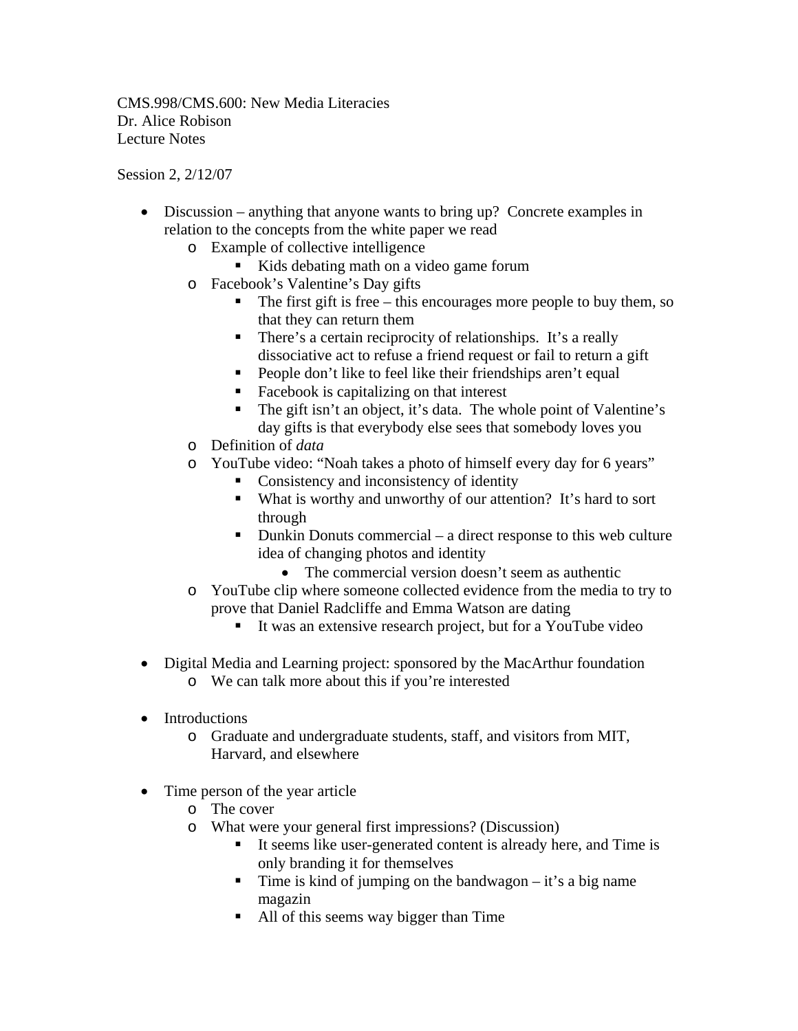CMS.998/CMS.600: New Media Literacies
Dr. Alice Robison
Lecture Notes

Session 2, 2/12/07

- Discussion – anything that anyone wants to bring up? Concrete examples in relation to the concepts from the white paper we read
  - Example of collective intelligence
    - Kids debating math on a video game forum
  - Facebook's Valentine's Day gifts
    - The first gift is free – this encourages more people to buy them, so that they can return them
    - There's a certain reciprocity of relationships. It's a really dissociative act to refuse a friend request or fail to return a gift
    - People don't like to feel like their friendships aren't equal
    - Facebook is capitalizing on that interest
    - The gift isn't an object, it's data. The whole point of Valentine's day gifts is that everybody else sees that somebody loves you
  - Definition of *data*
  - YouTube video: "Noah takes a photo of himself every day for 6 years"
    - Consistency and inconsistency of identity
    - What is worthy and unworthy of our attention? It's hard to sort through
    - Dunkin Donuts commercial – a direct response to this web culture idea of changing photos and identity
      - The commercial version doesn't seem as authentic
  - YouTube clip where someone collected evidence from the media to try to prove that Daniel Radcliffe and Emma Watson are dating
    - It was an extensive research project, but for a YouTube video

- Digital Media and Learning project: sponsored by the MacArthur foundation
  - We can talk more about this if you're interested

- Introductions
  - Graduate and undergraduate students, staff, and visitors from MIT, Harvard, and elsewhere

- Time person of the year article
  - The cover
  - What were your general first impressions? (Discussion)
    - It seems like user-generated content is already here, and Time is only branding it for themselves
    - Time is kind of jumping on the bandwagon – it's a big name magazin
    - All of this seems way bigger than Time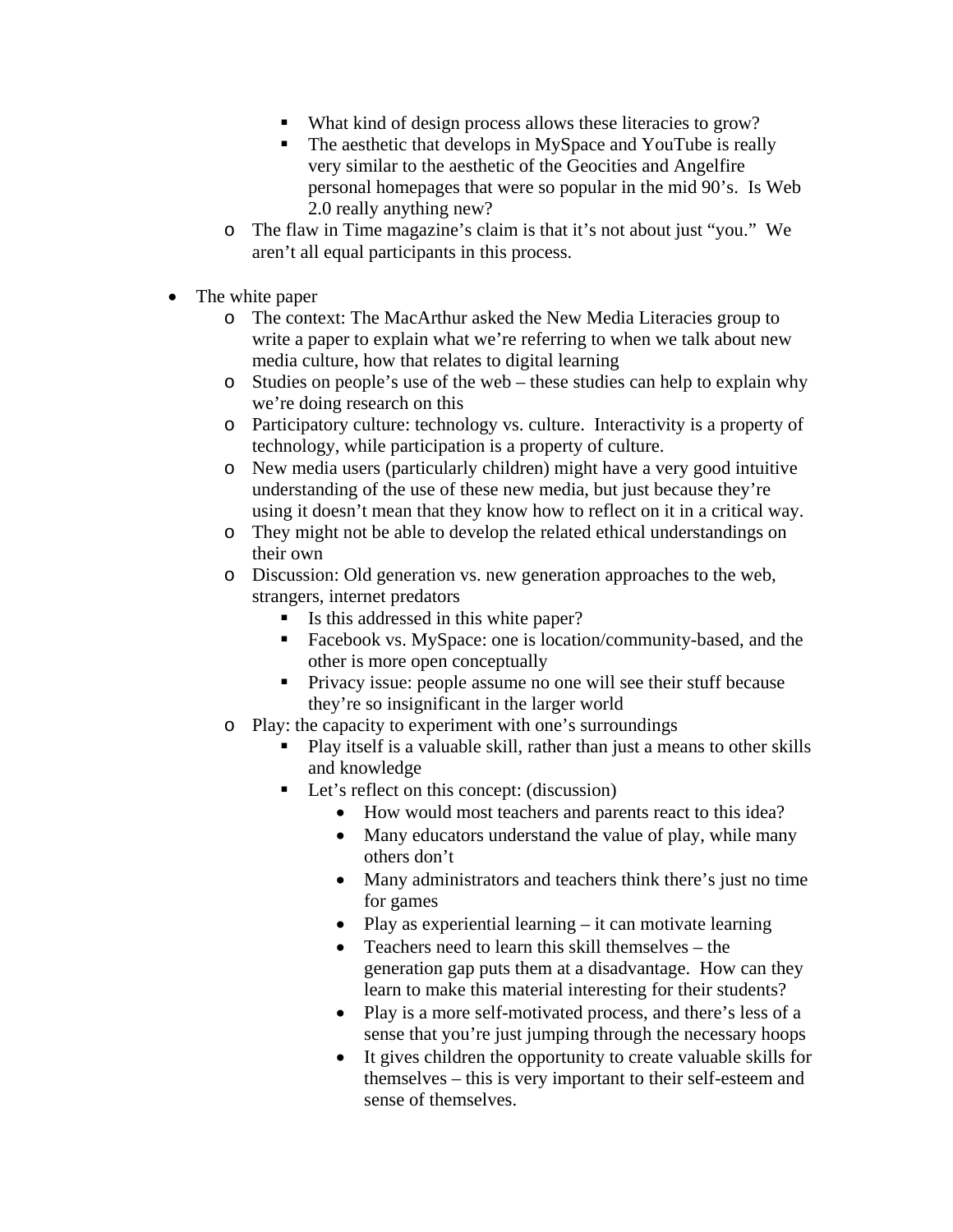- What kind of design process allows these literacies to grow?
        - The aesthetic that develops in MySpace and YouTube is really very similar to the aesthetic of the Geocities and Angelfire personal homepages that were so popular in the mid 90's. Is Web 2.0 really anything new?
    - The flaw in Time magazine's claim is that it's not about just "you." We aren't all equal participants in this process.

- The white paper
    - The context: The MacArthur asked the New Media Literacies group to write a paper to explain what we're referring to when we talk about new media culture, how that relates to digital learning
    - Studies on people's use of the web – these studies can help to explain why we're doing research on this
    - Participatory culture: technology vs. culture. Interactivity is a property of technology, while participation is a property of culture.
    - New media users (particularly children) might have a very good intuitive understanding of the use of these new media, but just because they're using it doesn't mean that they know how to reflect on it in a critical way.
    - They might not be able to develop the related ethical understandings on their own
    - Discussion: Old generation vs. new generation approaches to the web, strangers, internet predators
        - Is this addressed in this white paper?
        - Facebook vs. MySpace: one is location/community-based, and the other is more open conceptually
        - Privacy issue: people assume no one will see their stuff because they're so insignificant in the larger world
    - Play: the capacity to experiment with one's surroundings
        - Play itself is a valuable skill, rather than just a means to other skills and knowledge
        - Let's reflect on this concept: (discussion)
            - How would most teachers and parents react to this idea?
            - Many educators understand the value of play, while many others don't
            - Many administrators and teachers think there's just no time for games
            - Play as experiential learning – it can motivate learning
            - Teachers need to learn this skill themselves – the generation gap puts them at a disadvantage. How can they learn to make this material interesting for their students?
            - Play is a more self-motivated process, and there's less of a sense that you're just jumping through the necessary hoops
            - It gives children the opportunity to create valuable skills for themselves – this is very important to their self-esteem and sense of themselves.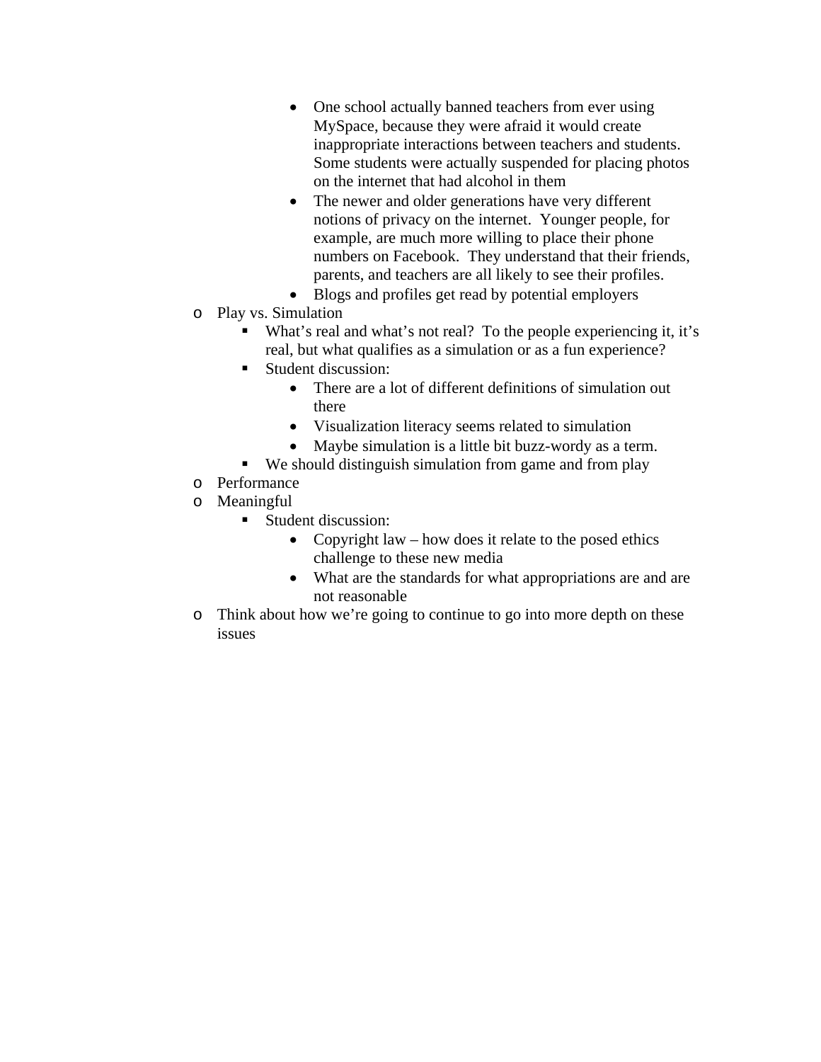- One school actually banned teachers from ever using MySpace, because they were afraid it would create inappropriate interactions between teachers and students. Some students were actually suspended for placing photos on the internet that had alcohol in them
        - The newer and older generations have very different notions of privacy on the internet. Younger people, for example, are much more willing to place their phone numbers on Facebook. They understand that their friends, parents, and teachers are all likely to see their profiles.
        - Blogs and profiles get read by potential employers
- Play vs. Simulation
    - What's real and what's not real? To the people experiencing it, it's real, but what qualifies as a simulation or as a fun experience?
    - Student discussion:
        - There are a lot of different definitions of simulation out there
        - Visualization literacy seems related to simulation
        - Maybe simulation is a little bit buzz-wordy as a term.
    - We should distinguish simulation from game and from play
- Performance
- Meaningful
    - Student discussion:
        - Copyright law – how does it relate to the posed ethics challenge to these new media
        - What are the standards for what appropriations are and are not reasonable
- Think about how we're going to continue to go into more depth on these issues